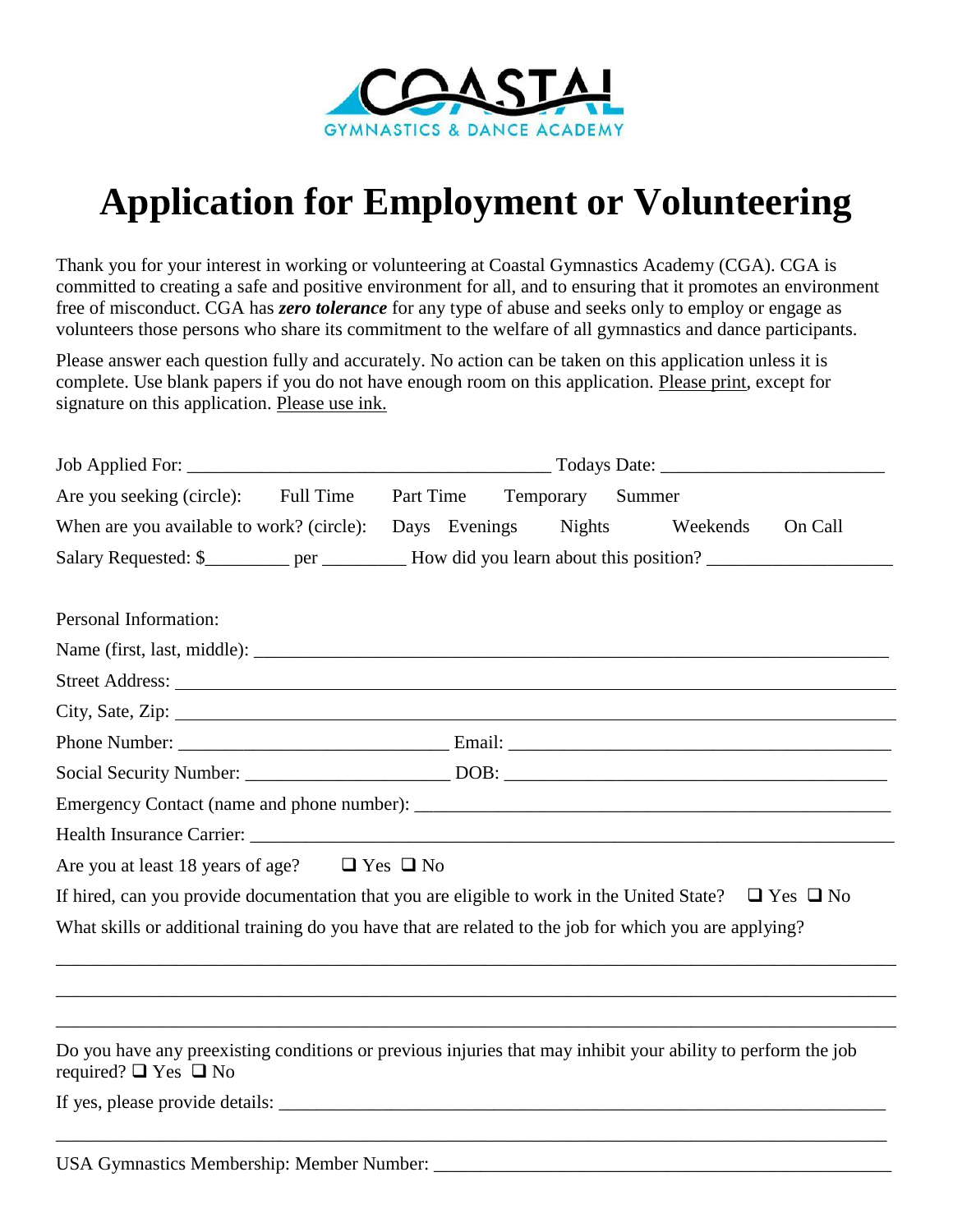COASTAL
GYMNASTICS & DANCE ACADEMY

# Application for Employment or Volunteering

Thank you for your interest in working or volunteering at Coastal Gymnastics Academy (CGA). CGA is committed to creating a safe and positive environment for all, and to ensuring that it promotes an environment free of misconduct. CGA has ***zero tolerance*** for any type of abuse and seeks only to employ or engage as volunteers those persons who share its commitment to the welfare of all gymnastics and dance participants.

Please answer each question fully and accurately. No action can be taken on this application unless it is complete. Use blank papers if you do not have enough room on this application. Please print, except for signature on this application. Please use ink.

Job Applied For: _______________________________________ Todays Date: ________________________

Are you seeking (circle): Full Time Part Time Temporary Summer

When are you available to work? (circle): Days Evenings Nights Weekends On Call

Salary Requested: $_________ per _________ How did you learn about this position? ____________________

Personal Information:

Name (first, last, middle): ______________________________________________________________________

Street Address: ______________________________________________________________________________

City, Sate, Zip: ______________________________________________________________________________

Phone Number: _____________________________ Email: __________________________________________

Social Security Number: ______________________ DOB: __________________________________________

Emergency Contact (name and phone number): ___________________________________________________

Health Insurance Carrier: ______________________________________________________________________

Are you at least 18 years of age? ❑ Yes ❑ No

If hired, can you provide documentation that you are eligible to work in the United State? ❑ Yes ❑ No

What skills or additional training do you have that are related to the job for which you are applying?

______________________________________________________________________________________

______________________________________________________________________________________

______________________________________________________________________________________

Do you have any preexisting conditions or previous injuries that may inhibit your ability to perform the job required? ❑ Yes ❑ No

If yes, please provide details: _________________________________________________________________

______________________________________________________________________________________

USA Gymnastics Membership: Member Number: _________________________________________________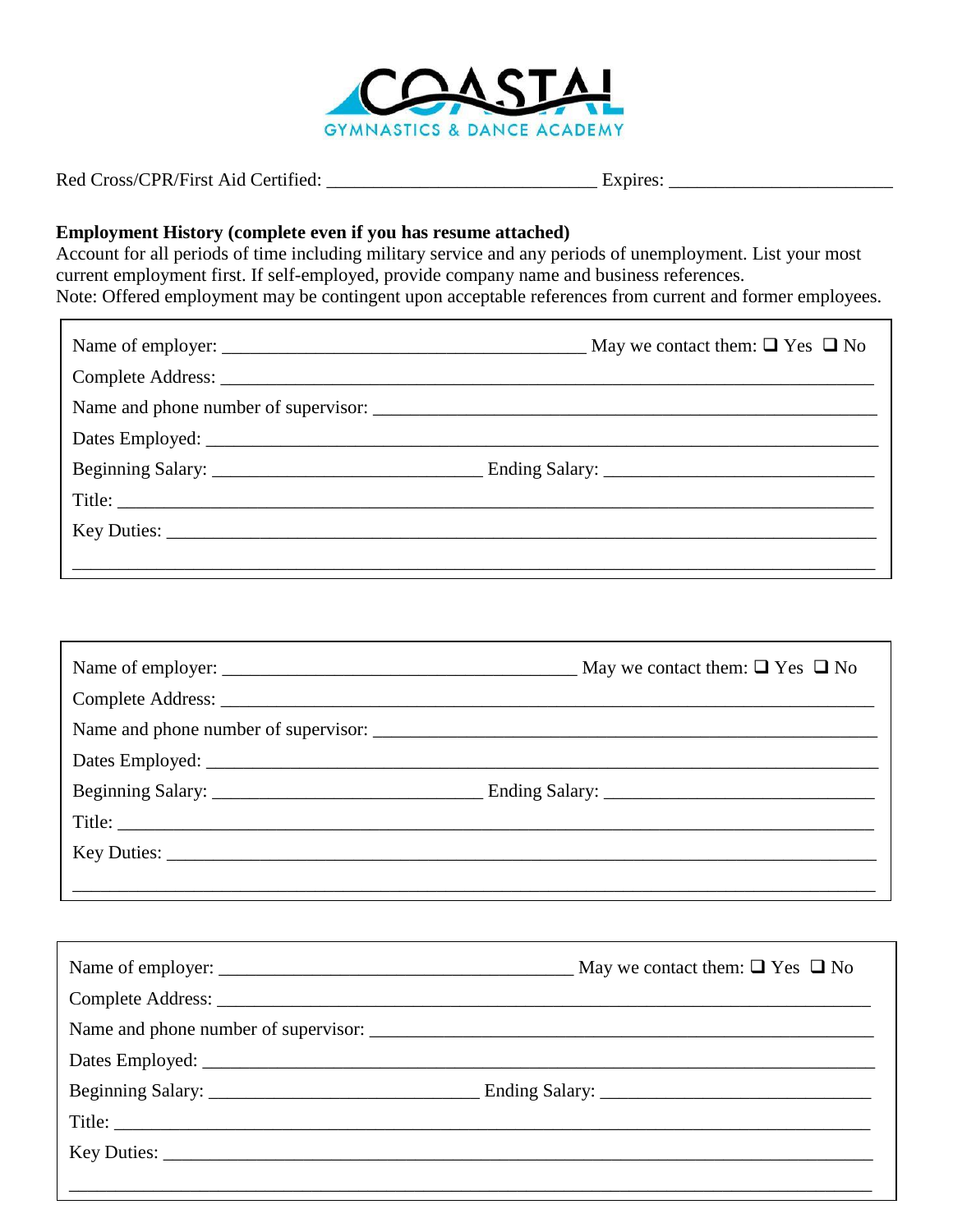Red Cross/CPR/First Aid Certified: ____________________________ Expires: ________________________

**Employment History (complete even if you has resume attached)**
Account for all periods of time including military service and any periods of unemployment. List your most current employment first. If self-employed, provide company name and business references.
Note: Offered employment may be contingent upon acceptable references from current and former employees.

Name of employer: ______________________________________ May we contact them: ❑ Yes ❑ No
Complete Address: ______________________________________________________________________
Name and phone number of supervisor: ______________________________________________________
Dates Employed: ________________________________________________________________________
Beginning Salary: ____________________________ Ending Salary: ____________________________
Title: _________________________________________________________________________________
Key Duties: _____________________________________________________________________________
_______________________________________________________________________________________

Name of employer: ______________________________________ May we contact them: ❑ Yes ❑ No
Complete Address: ______________________________________________________________________
Name and phone number of supervisor: ______________________________________________________
Dates Employed: ________________________________________________________________________
Beginning Salary: ____________________________ Ending Salary: ____________________________
Title: _________________________________________________________________________________
Key Duties: _____________________________________________________________________________
_______________________________________________________________________________________

Name of employer: ______________________________________ May we contact them: ❑ Yes ❑ No
Complete Address: ______________________________________________________________________
Name and phone number of supervisor: ______________________________________________________
Dates Employed: ________________________________________________________________________
Beginning Salary: ____________________________ Ending Salary: ____________________________
Title: _________________________________________________________________________________
Key Duties: _____________________________________________________________________________
_______________________________________________________________________________________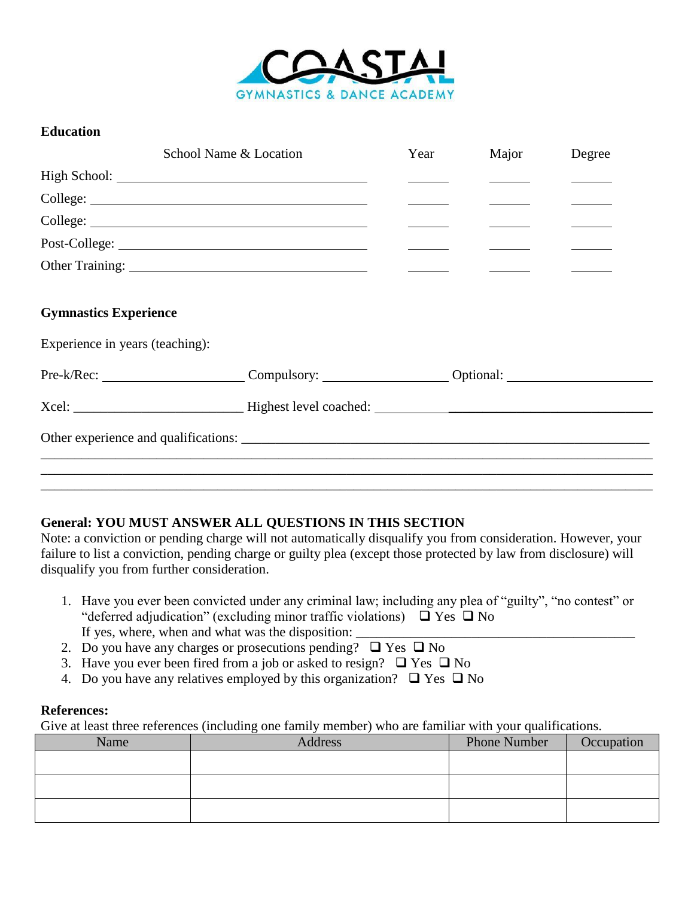COASTAL GYMNASTICS & DANCE ACADEMY

**Education**

| | School Name & Location | Year | Major | Degree |
|---|---|---|---|---|
| High School: | | | | |
| College: | | | | |
| College: | | | | |
| Post-College: | | | | |
| Other Training: | | | | |

**Gymnastics Experience**

Experience in years (teaching):

Pre-k/Rec: ____________________ Compulsory: __________________ Optional: ____________________

Xcel: ________________________ Highest level coached: ______________________________

Other experience and qualifications: ____________________________________________________________

______________________________________________________________________________

______________________________________________________________________________

______________________________________________________________________________

**General: YOU MUST ANSWER ALL QUESTIONS IN THIS SECTION**

Note: a conviction or pending charge will not automatically disqualify you from consideration. However, your failure to list a conviction, pending charge or guilty plea (except those protected by law from disclosure) will disqualify you from further consideration.

1. Have you ever been convicted under any criminal law; including any plea of "guilty", "no contest" or "deferred adjudication" (excluding minor traffic violations) ❑ Yes ❑ No
   If yes, where, when and what was the disposition: ________________________________________
2. Do you have any charges or prosecutions pending? ❑ Yes ❑ No
3. Have you ever been fired from a job or asked to resign? ❑ Yes ❑ No
4. Do you have any relatives employed by this organization? ❑ Yes ❑ No

**References:**

Give at least three references (including one family member) who are familiar with your qualifications.

| Name | Address | Phone Number | Occupation |
|---|---|---|---|
| | | | |
| | | | |
| | | | |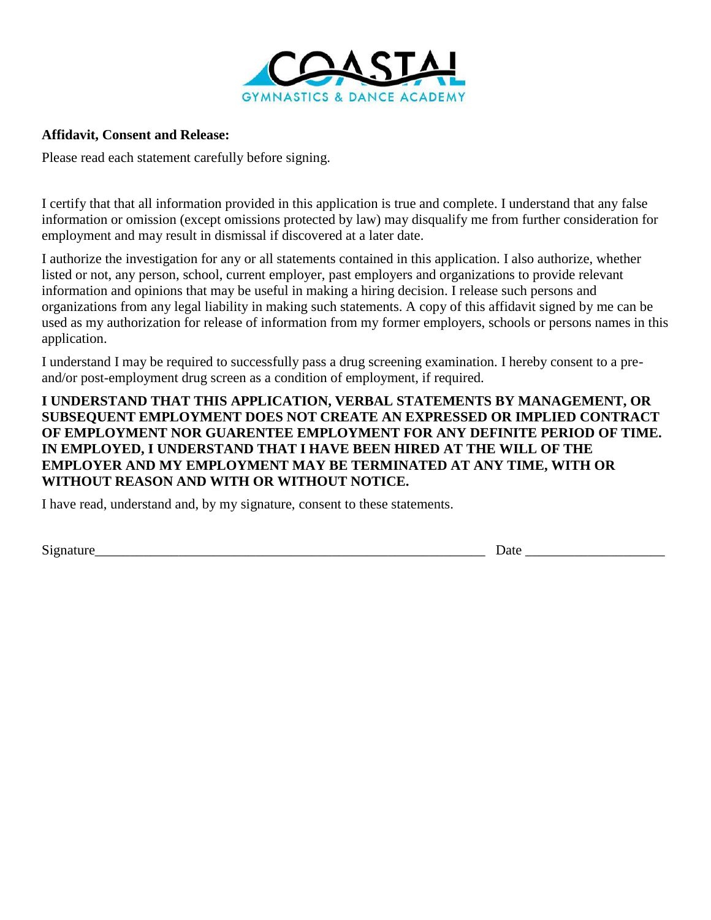COASTAL
GYMNASTICS & DANCE ACADEMY

**Affidavit, Consent and Release:**

Please read each statement carefully before signing.

I certify that that all information provided in this application is true and complete. I understand that any false information or omission (except omissions protected by law) may disqualify me from further consideration for employment and may result in dismissal if discovered at a later date.

I authorize the investigation for any or all statements contained in this application. I also authorize, whether listed or not, any person, school, current employer, past employers and organizations to provide relevant information and opinions that may be useful in making a hiring decision. I release such persons and organizations from any legal liability in making such statements. A copy of this affidavit signed by me can be used as my authorization for release of information from my former employers, schools or persons names in this application.

I understand I may be required to successfully pass a drug screening examination. I hereby consent to a pre- and/or post-employment drug screen as a condition of employment, if required.

**I UNDERSTAND THAT THIS APPLICATION, VERBAL STATEMENTS BY MANAGEMENT, OR SUBSEQUENT EMPLOYMENT DOES NOT CREATE AN EXPRESSED OR IMPLIED CONTRACT OF EMPLOYMENT NOR GUARENTEE EMPLOYMENT FOR ANY DEFINITE PERIOD OF TIME. IN EMPLOYED, I UNDERSTAND THAT I HAVE BEEN HIRED AT THE WILL OF THE EMPLOYER AND MY EMPLOYMENT MAY BE TERMINATED AT ANY TIME, WITH OR WITHOUT REASON AND WITH OR WITHOUT NOTICE.**

I have read, understand and, by my signature, consent to these statements.

Signature\_\_\_\_\_\_\_\_\_\_\_\_\_\_\_\_\_\_\_\_\_\_\_\_\_\_\_\_\_\_\_\_\_\_\_\_\_\_\_\_\_\_\_\_\_\_\_\_\_\_\_\_\_\_\_\_ Date \_\_\_\_\_\_\_\_\_\_\_\_\_\_\_\_\_\_\_\_